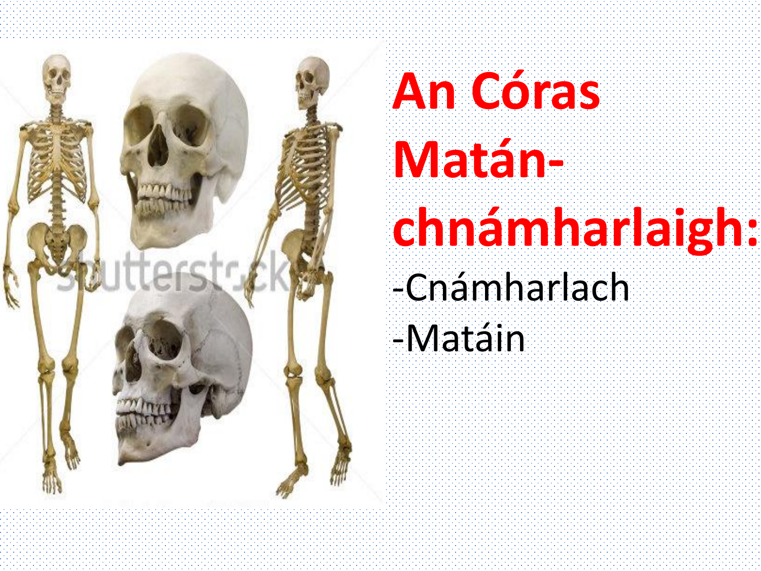# An Córas Matán-chnámharlaigh:

-Cnámharlach

-Matáin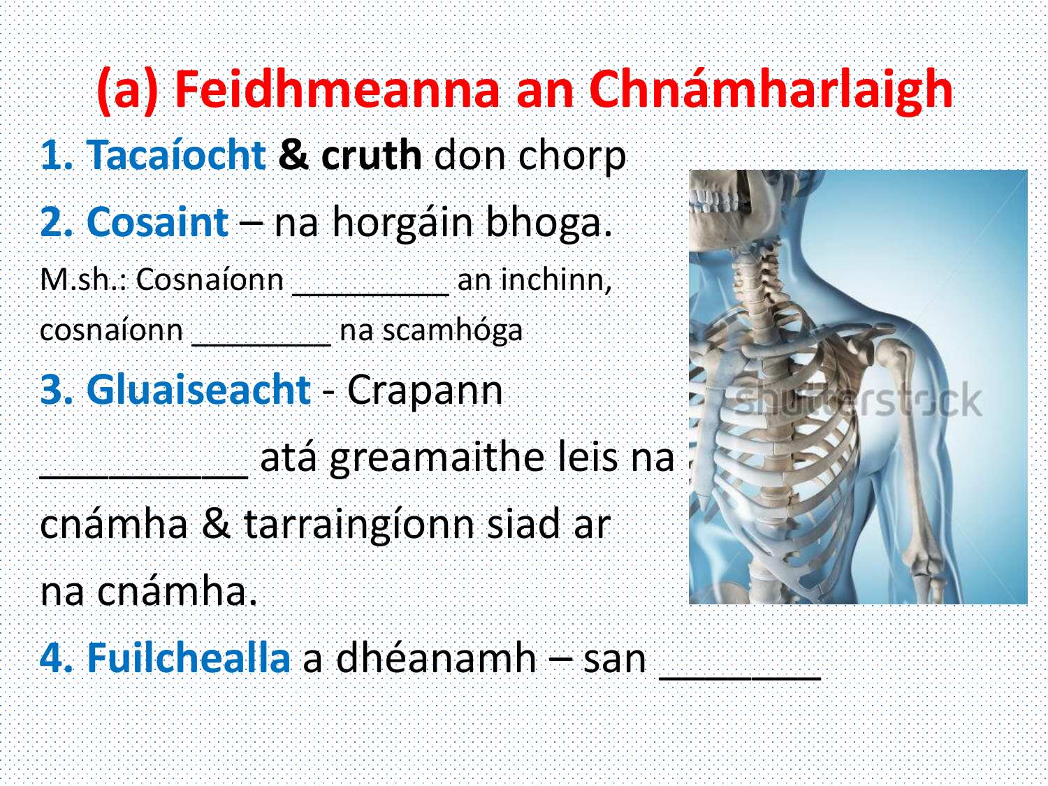# (a) Feidhmeanna an Chnámharlaigh

**1. Tacaíocht & cruth** don chorp

**2. Cosaint** – na horgáin bhoga.

M.sh.: Cosnaíonn __________ an inchinn, cosnaíonn _________ na scamhóga

**3. Gluaiseacht** - Crapann __________ atá greamaithe leis na cnámha & tarraingíonn siad ar na cnámha.

**4. Fuilchealla** a dhéanamh – san ________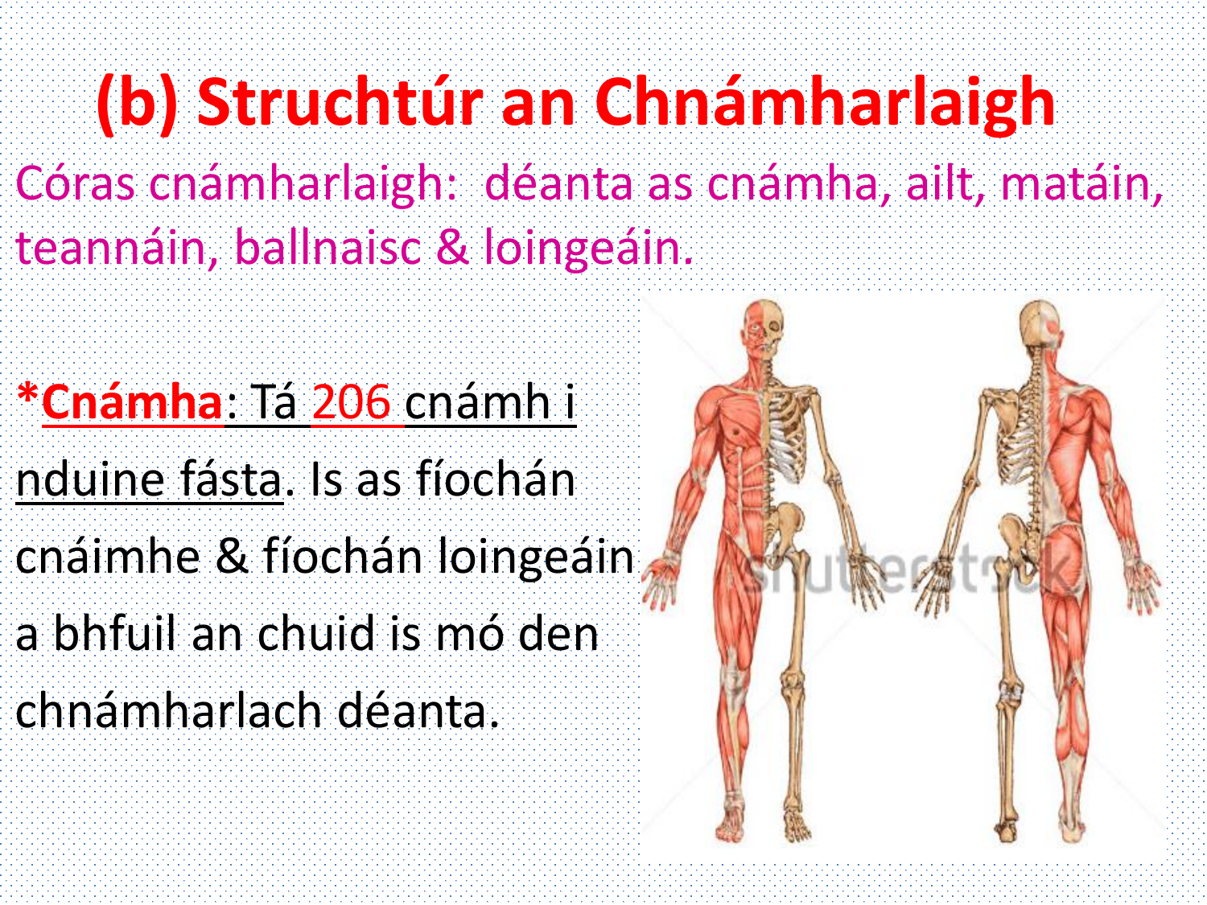# (b) Struchtúr an Chnámharlaigh

Córas cnámharlaigh: déanta as cnámha, ailt, matáin, teannáin, ballnaisc & loingeáin.

***Cnámha**: Tá 206 cnámh i nduine fásta. Is as fíochán cnáimhe & fíochán loingeáin a bhfuil an chuid is mó den chnámharlach déanta.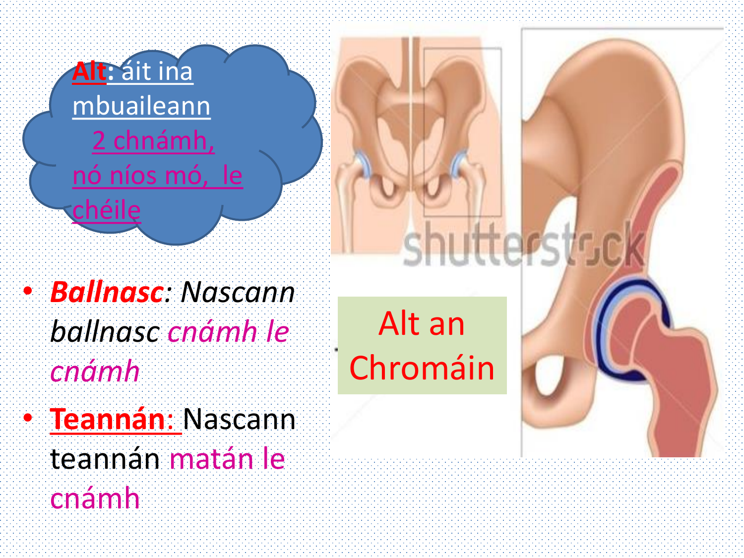**Alt**: áit ina mbuaileann 2 chnámh, nó níos mó, le chéile

- ***Ballnasc***: *Nascann ballnasc cnámh le cnámh*
- **Teannán:** Nascann teannán matán le cnámh

Alt an Chromáin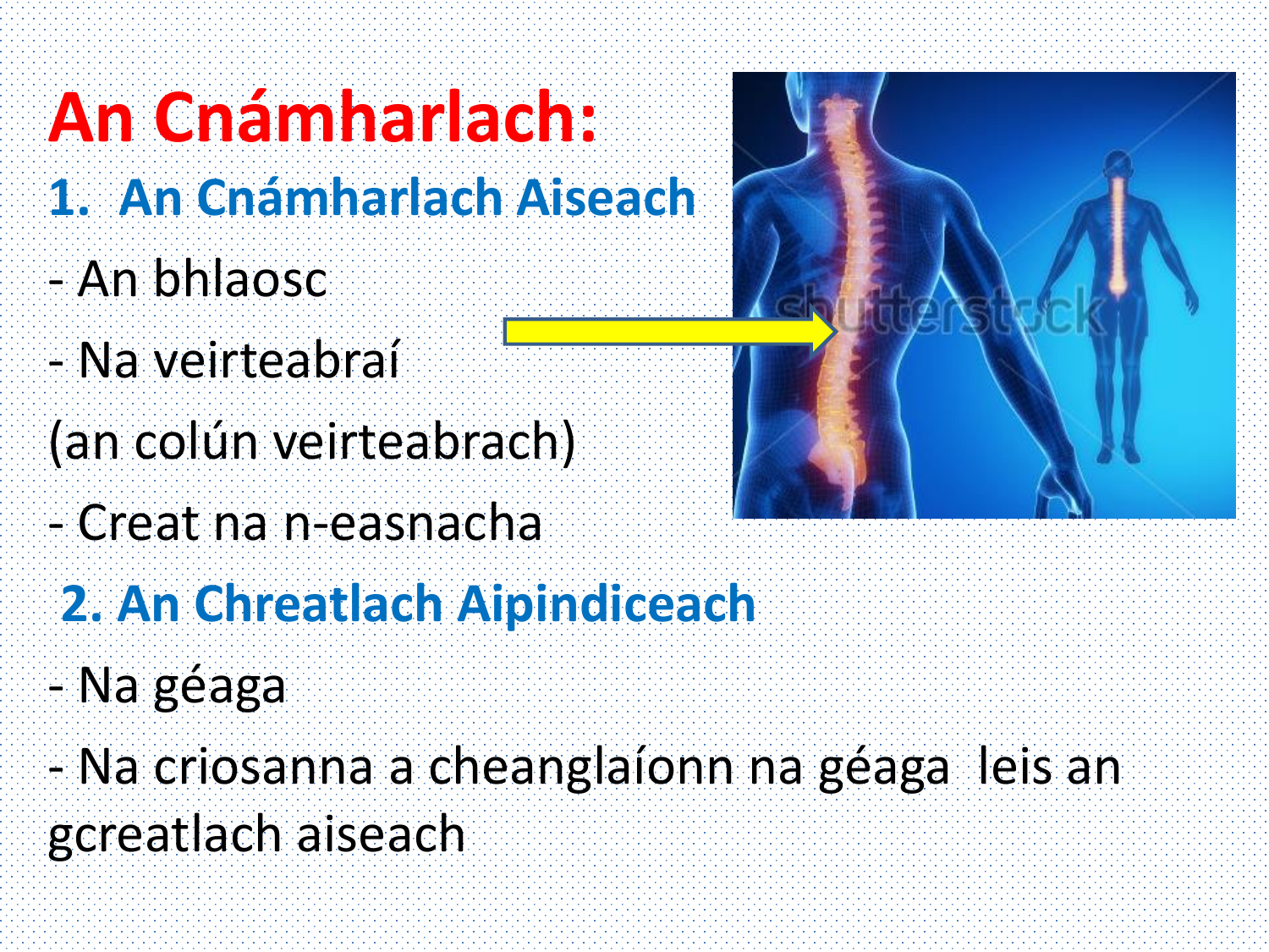# An Cnámharlach:

## 1. An Cnámharlach Aiseach

- An bhlaosc
- Na veirteabraí
(an colún veirteabrach)
- Creat na n-easnacha

## 2. An Chreatlach Aipindiceach

- Na géaga
- Na criosanna a cheanglaíonn na géaga leis an gcreatlach aiseach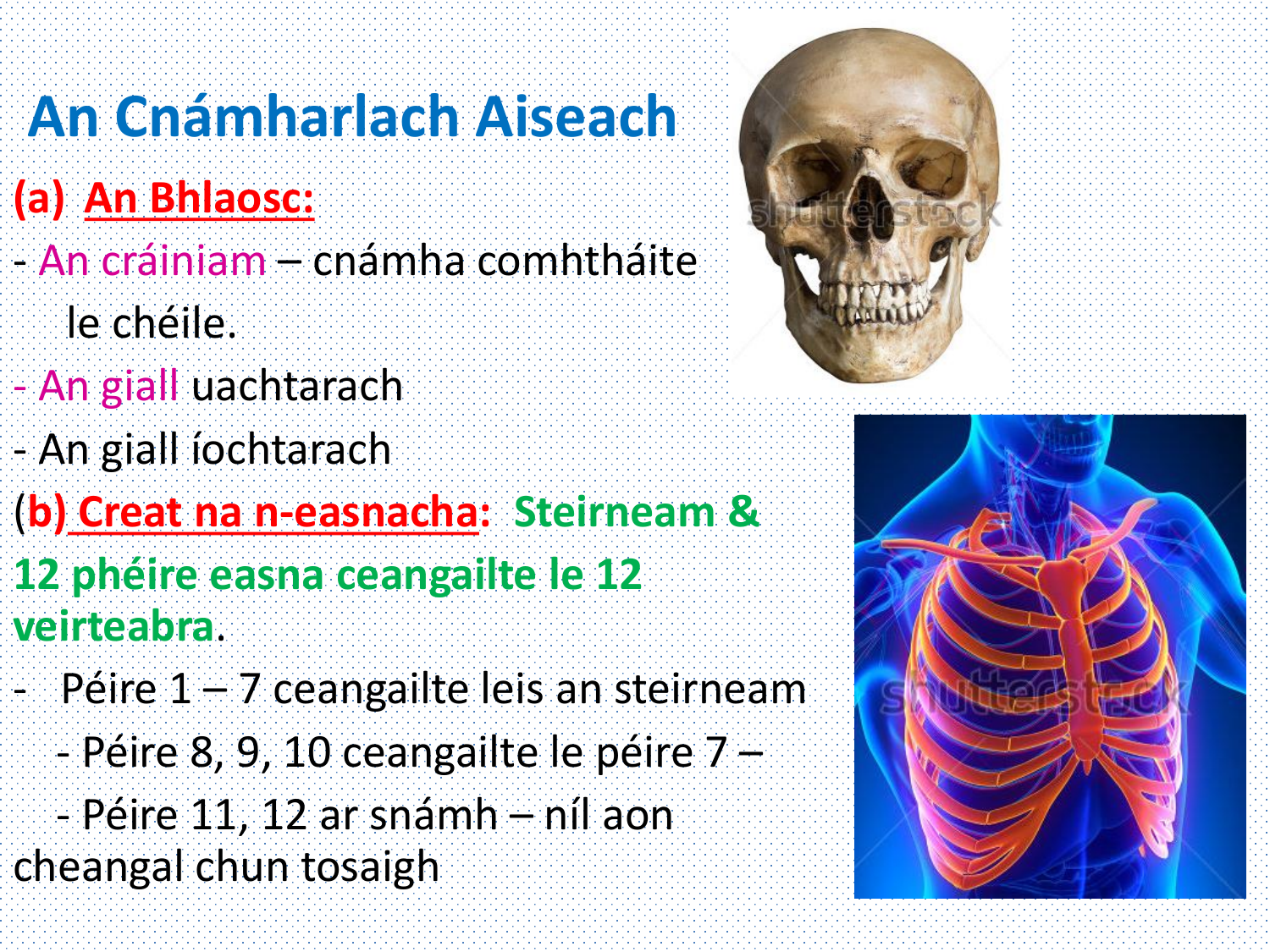# An Cnámharlach Aiseach

## (a) An Bhlaosc:

- An cráiniam – cnámha comhtháite le chéile.
- An giall uachtarach
- An giall íochtarach

## (b) Creat na n-easnacha: Steirneam & 12 phéire easna ceangailte le 12 veirteabra.

- Péire 1 – 7 ceangailte leis an steirneam
- Péire 8, 9, 10 ceangailte le péire 7 –
- Péire 11, 12 ar snámh – níl aon cheangal chun tosaigh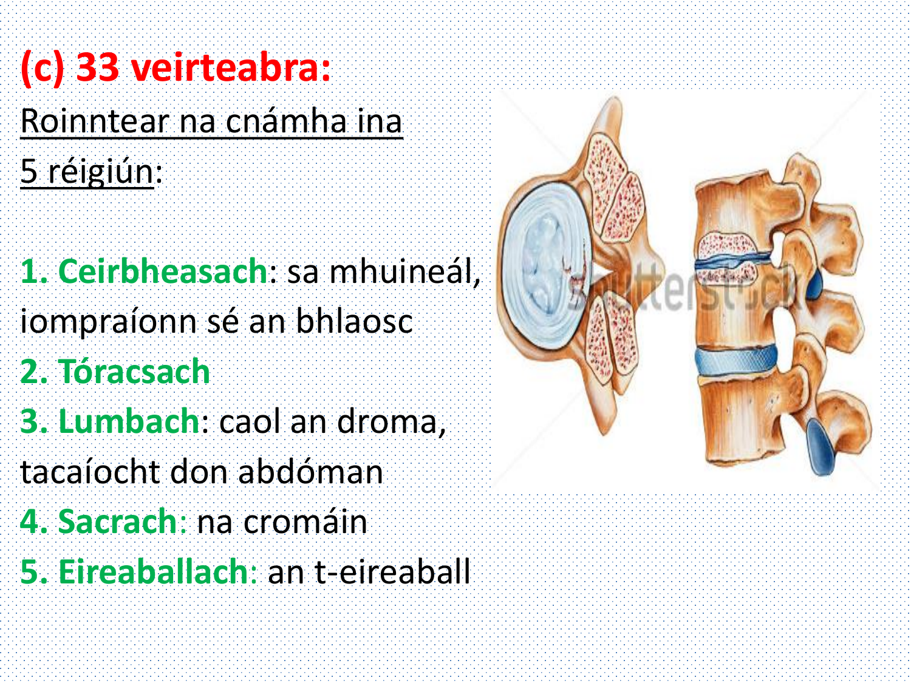# (c) 33 veirteabra:

Roinntear na cnámha ina 5 réigiún:

1. **Ceirbheasach**: sa mhuineál, iompraíonn sé an bhlaosc
2. **Tóracsach**
3. **Lumbach**: caol an droma, tacaíocht don abdóman
4. **Sacrach**: na cromáin
5. **Eireaballach**: an t-eireaball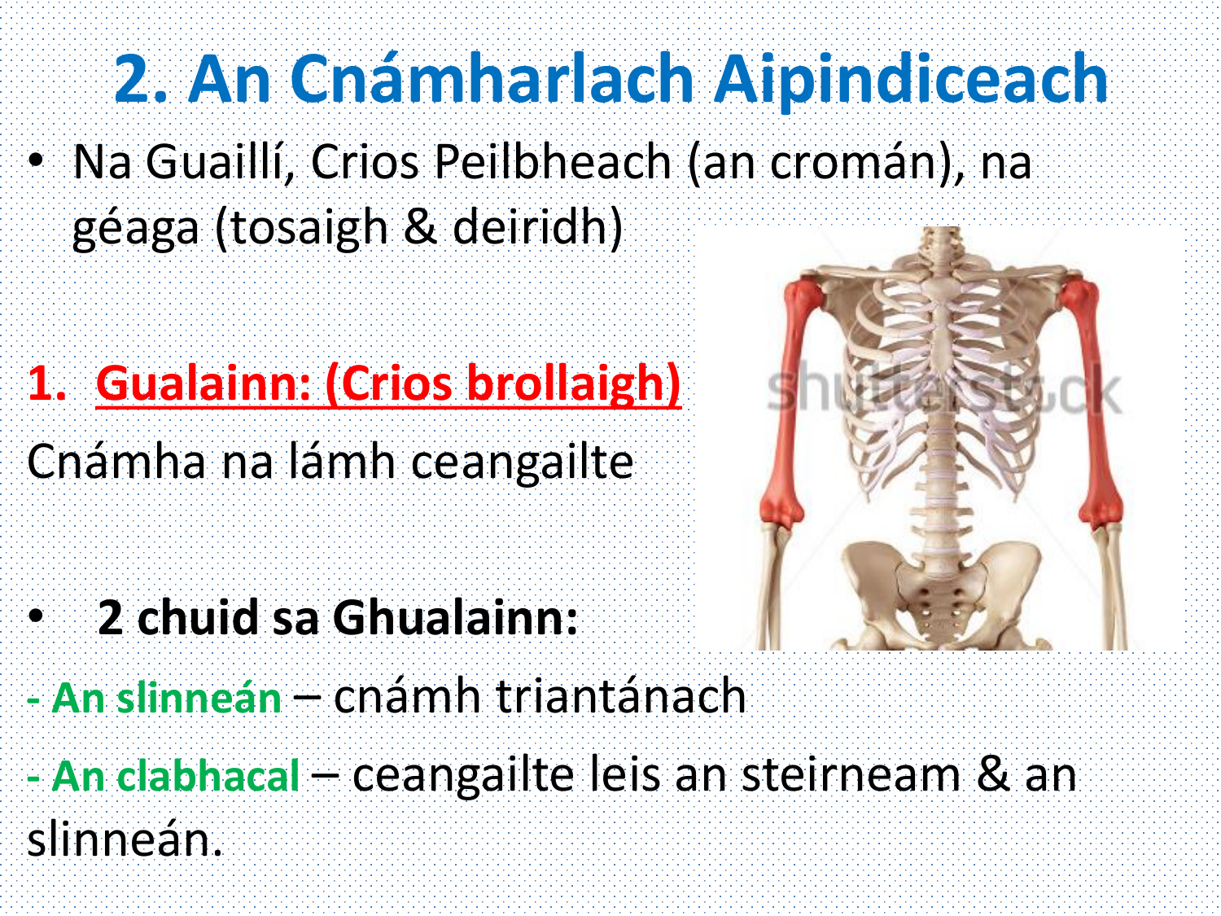# 2. An Cnámharlach Aipindiceach

- Na Guaillí, Crios Peilbheach (an cromán), na géaga (tosaigh & deiridh)

1. **Gualainn: (Crios brollaigh)**

Cnámha na lámh ceangailte

- **2 chuid sa Ghualainn:**

- **An slinneán** – cnámh triantánach
- **An clabhacal** – ceangailte leis an steirneam & an slinneán.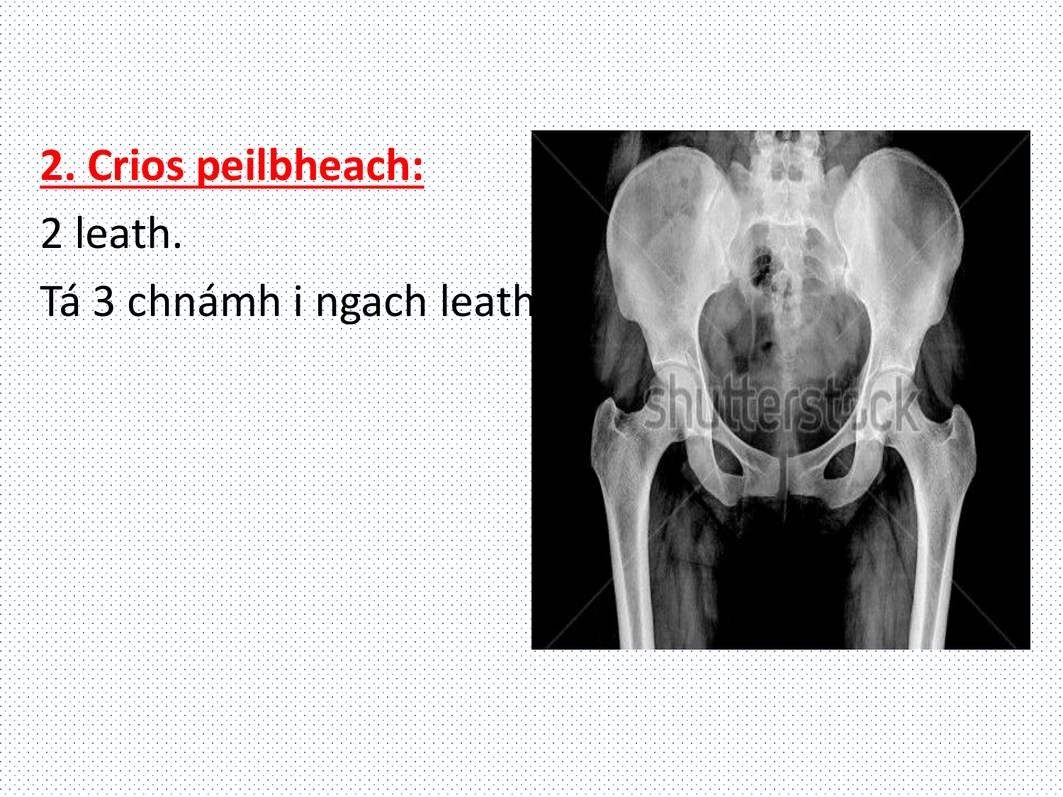## 2. Crios peilbheach:

2 leath.

Tá 3 chnámh i ngach leath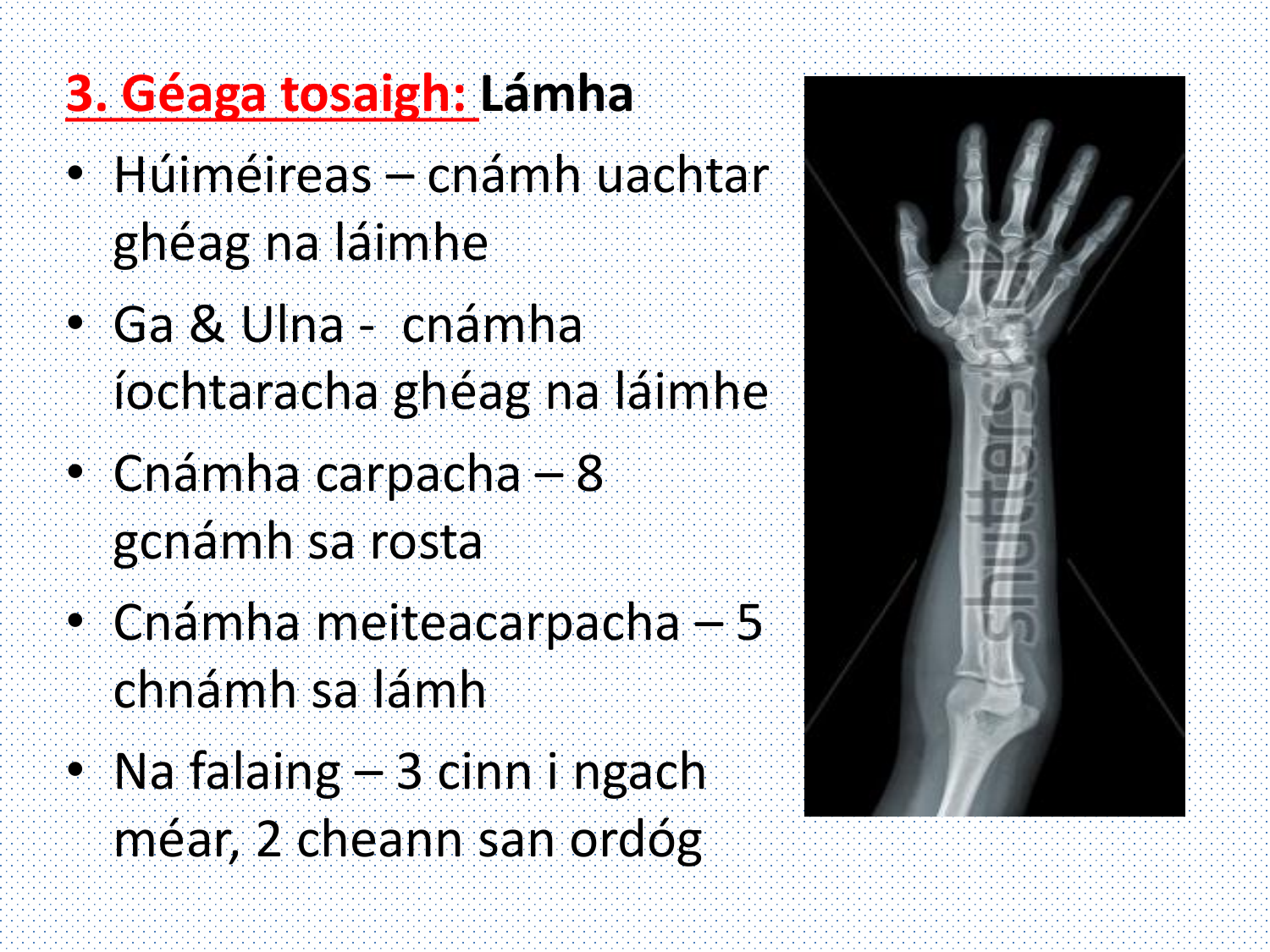# 3. Géaga tosaigh: Lámha

- Húiméireas – cnámh uachtar ghéag na láimhe
- Ga & Ulna - cnámha íochtaracha ghéag na láimhe
- Cnámha carpacha – 8 gcnámh sa rosta
- Cnámha meiteacarpacha – 5 chnámh sa lámh
- Na falaing – 3 cinn i ngach méar, 2 cheann san ordóg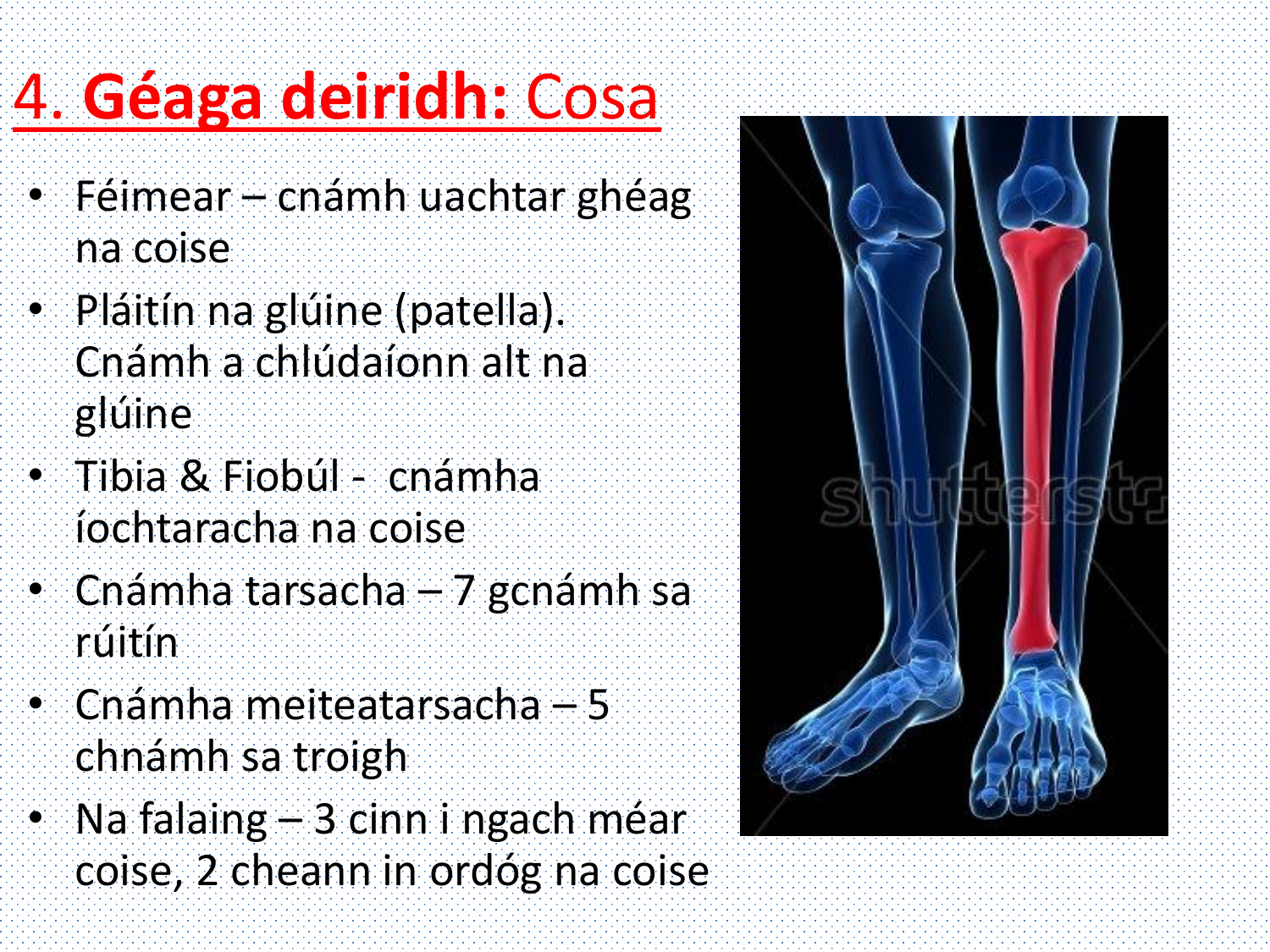# 4. **Géaga deiridh:** Cosa

- Féimear – cnámh uachtar ghéag na coise
- Pláitín na glúine (patella). Cnámh a chlúdaíonn alt na glúine
- Tibia & Fiobúl - cnámha íochtaracha na coise
- Cnámha tarsacha – 7 gcnámh sa rúitín
- Cnámha meiteatarsacha – 5 chnámh sa troigh
- Na falaing – 3 cinn i ngach méar coise, 2 cheann in ordóg na coise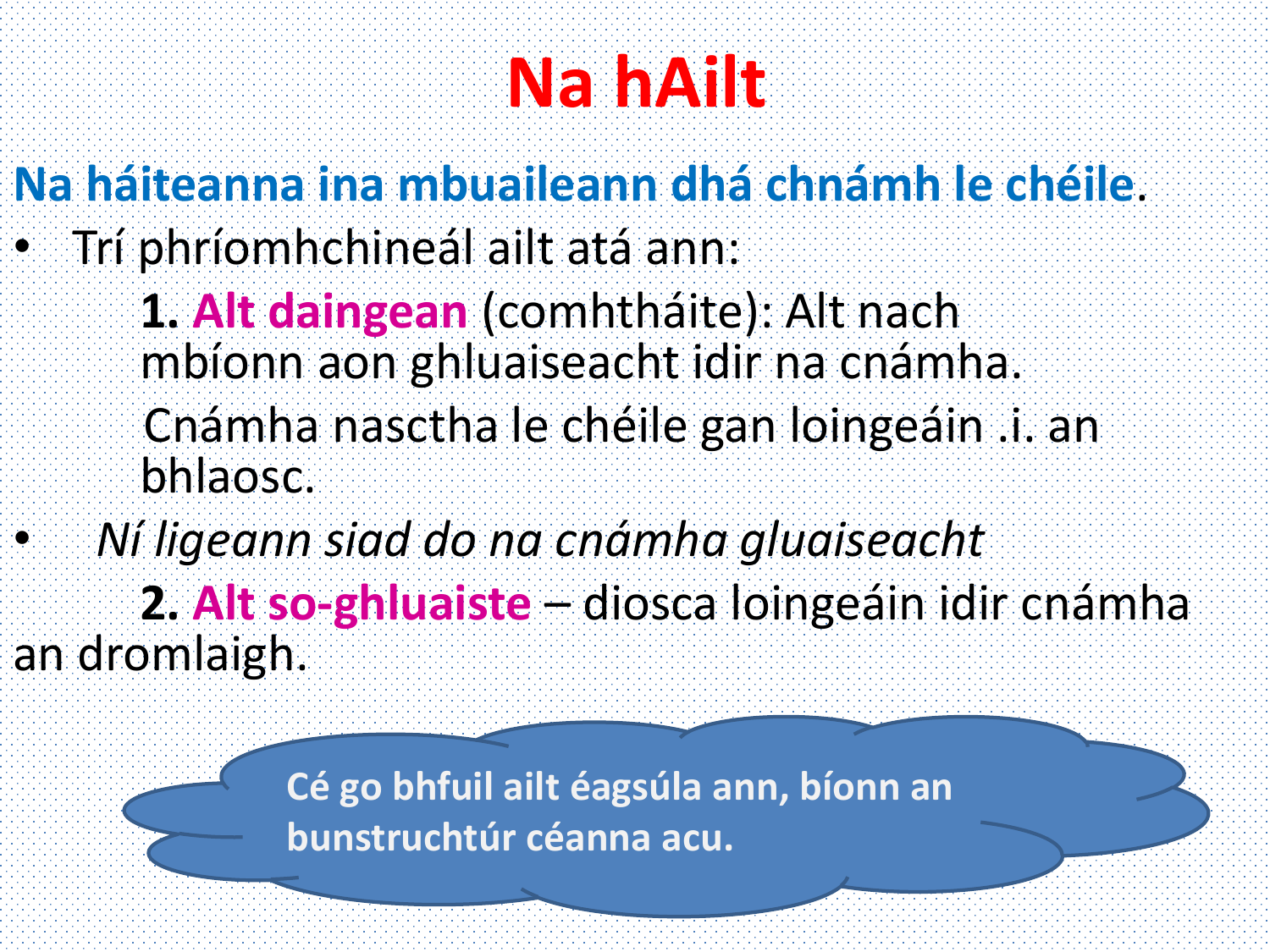# Na hAilt

**Na háiteanna ina mbuaileann dhá chnámh le chéile**.

- Trí phríomhchineál ailt atá ann:

    **1. Alt daingean** (comhtháite): Alt nach mbíonn aon ghluaiseacht idir na cnámha.

    Cnámha nasctha le chéile gan loingeáin .i. an bhlaosc.

- *Ní ligeann siad do na cnámha gluaiseacht*

    **2. Alt so-ghluaiste** – diosca loingeáin idir cnámha an dromlaigh.

**Cé go bhfuil ailt éagsúla ann, bíonn an bunstruchtúr céanna acu.**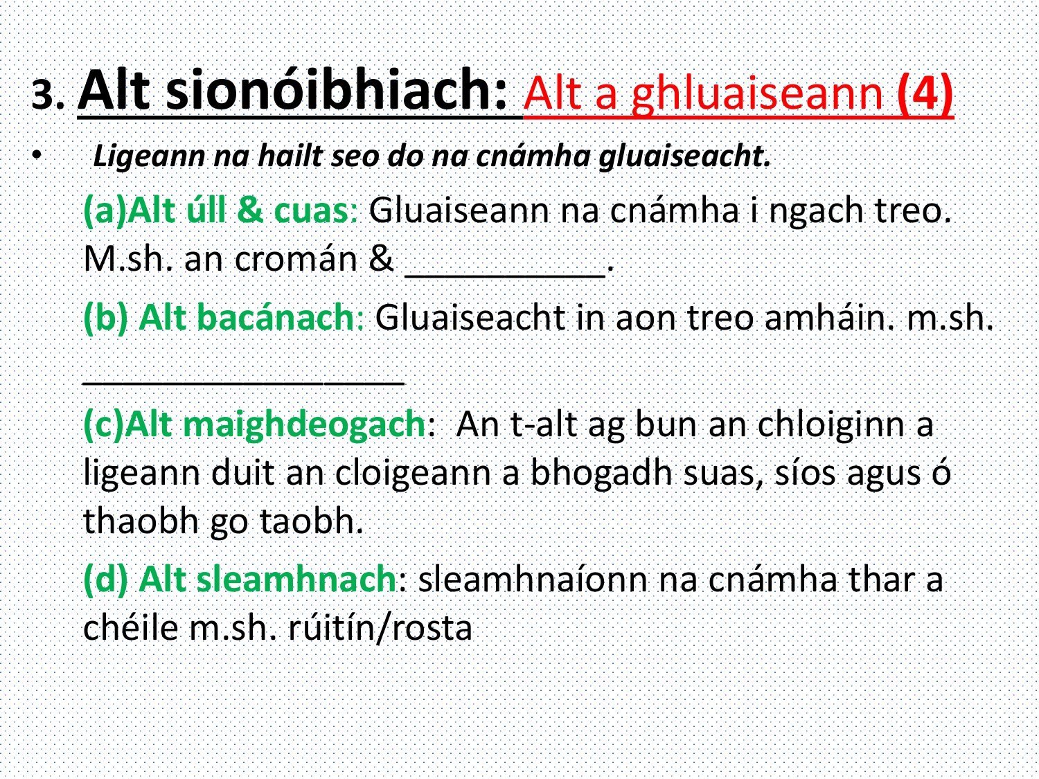# 3. Alt sionóibhiach: Alt a ghluaiseann (4)

- ***Ligeann na hailt seo do na cnámha gluaiseacht.***

**(a)Alt úll & cuas**: Gluaiseann na cnámha i ngach treo. M.sh. an cromán & ___________.

**(b) Alt bacánach**: Gluaiseacht in aon treo amháin. m.sh. _________________

**(c)Alt maighdeogach**: An t-alt ag bun an chloiginn a ligeann duit an cloigeann a bhogadh suas, síos agus ó thaobh go taobh.

**(d) Alt sleamhnach**: sleamhnaíonn na cnámha thar a chéile m.sh. rúitín/rosta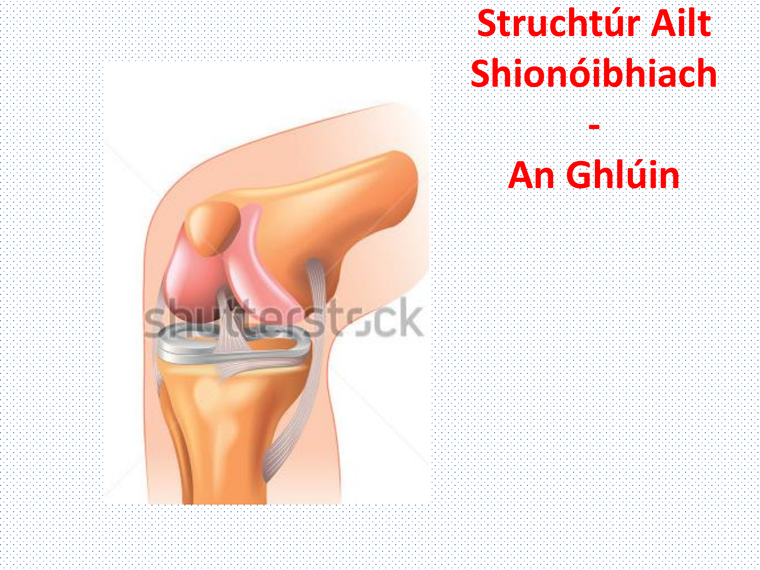# Struchtúr Ailt Shionóibhiach

# -

# An Ghlúin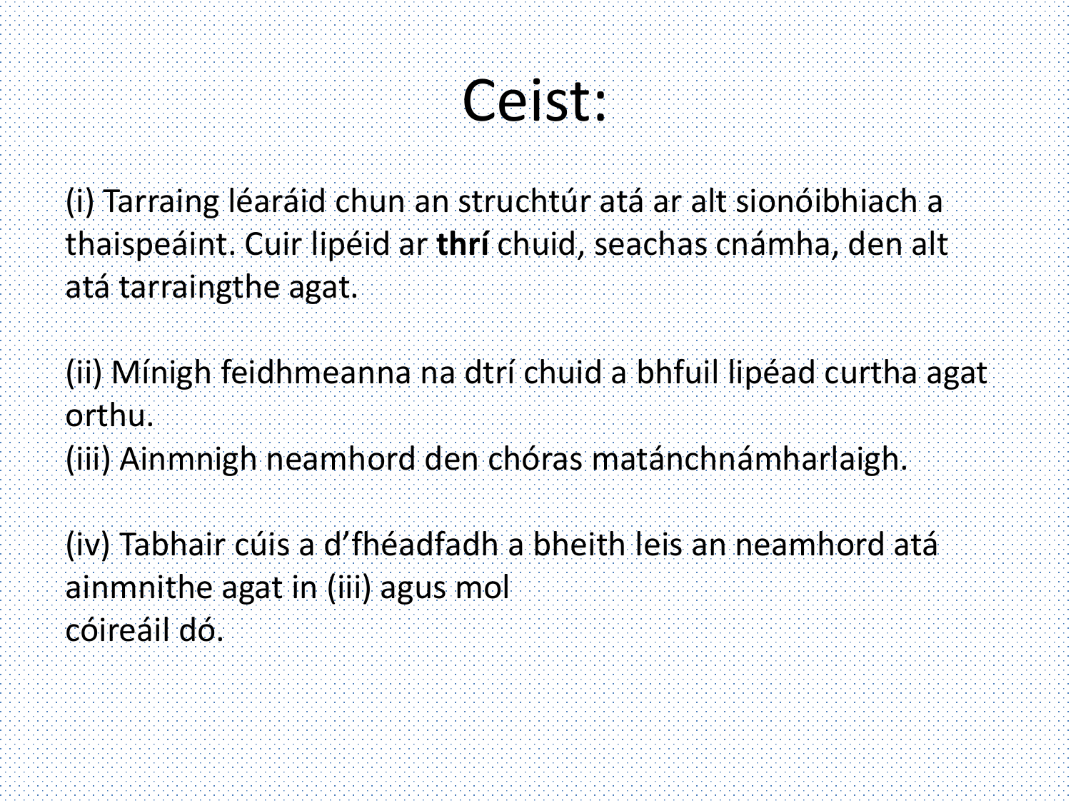# Ceist:

(i) Tarraing léaráid chun an struchtúr atá ar alt sionóibhiach a thaispeáint. Cuir lipéid ar **thrí** chuid, seachas cnámha, den alt atá tarraingthe agat.

(ii) Mínigh feidhmeanna na dtrí chuid a bhfuil lipéad curtha agat orthu.

(iii) Ainmnigh neamhord den chóras matánchnámharlaigh.

(iv) Tabhair cúis a d'fhéadfadh a bheith leis an neamhord atá ainmnithe agat in (iii) agus mol cóireáil dó.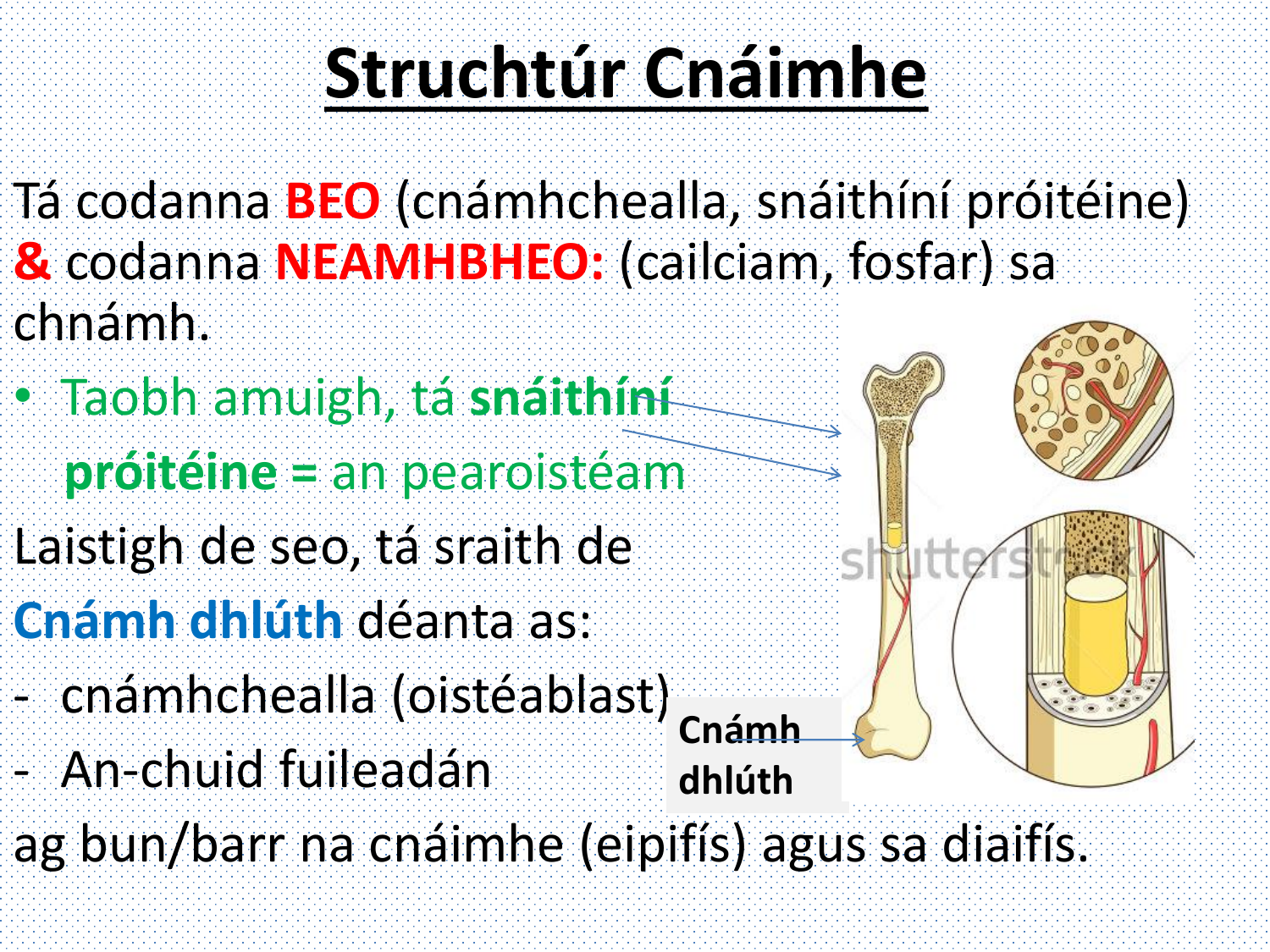# Struchtúr Cnáimhe

Tá codanna **BEO** (cnámhchealla, snáithíní próitéine) **&** codanna **NEAMHBHEO:** (cailciam, fosfar) sa chnámh.

- Taobh amuigh, tá **snáithíní próitéine =** an pearoistéam

Laistigh de seo, tá sraith de **Cnámh dhlúth** déanta as:

- cnámhchealla (oistéablast)
- An-chuid fuileadán

ag bun/barr na cnáimhe (eipifís) agus sa diaifís.

**Cnámh dhlúth**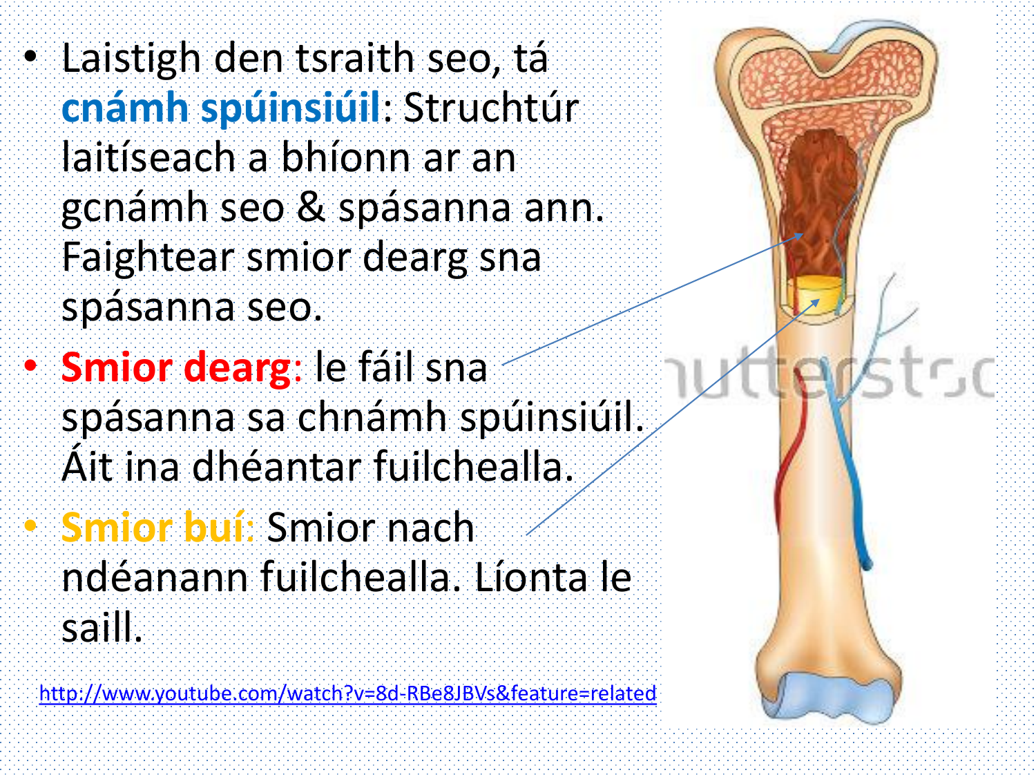- Laistigh den tsraith seo, tá **cnámh spúinsiúil**: Struchtúr laitíseach a bhíonn ar an gcnámh seo & spásanna ann. Faightear smior dearg sna spásanna seo.
- **Smior dearg**: le fáil sna spásanna sa chnámh spúinsiúil. Áit ina dhéantar fuilchealla.
- **Smior buí**: Smior nach ndéanann fuilchealla. Líonta le saill.

http://www.youtube.com/watch?v=8d-RBe8JBVs&feature=related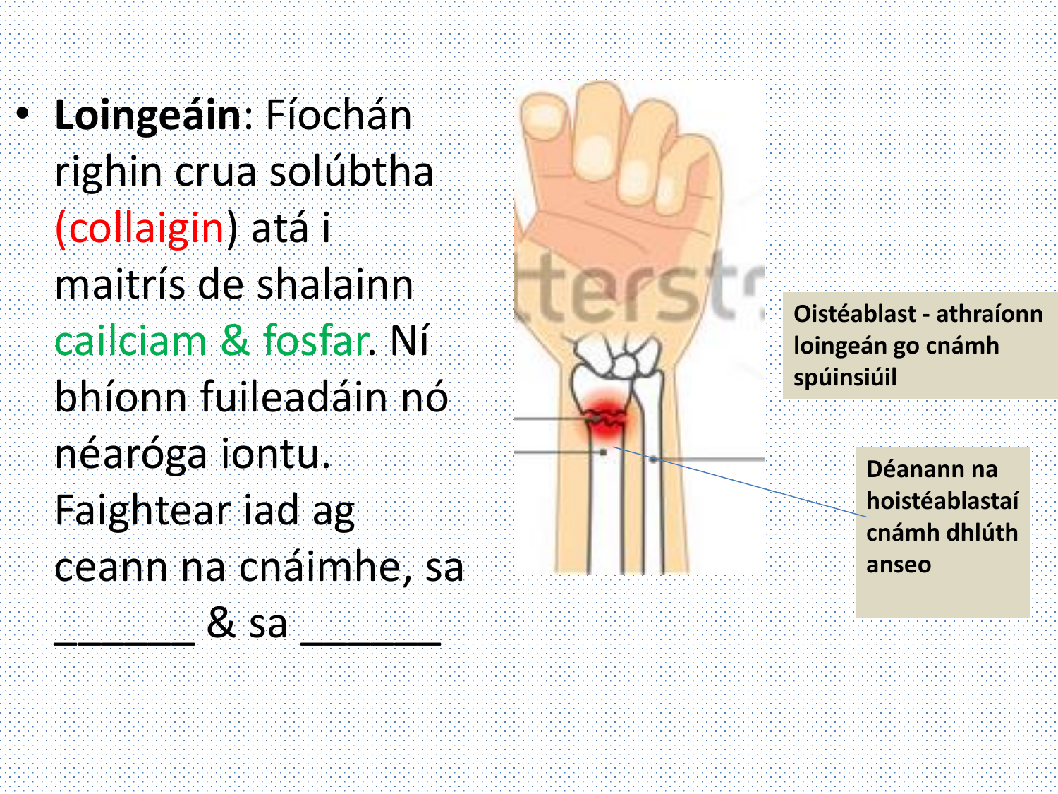- **Loingeáin**: Fíochán righin crua solúbtha (collaigin) atá i maitrís de shalainn cailciam & fosfar. Ní bhíonn fuileadáin nó néaróga iontu. Faightear iad ag ceann na cnáimhe, sa ______ & sa ______

Oistéablast - athraíonn loingeán go cnámh spúinsiúil

Déanann na hoistéablastaí cnámh dhlúth anseo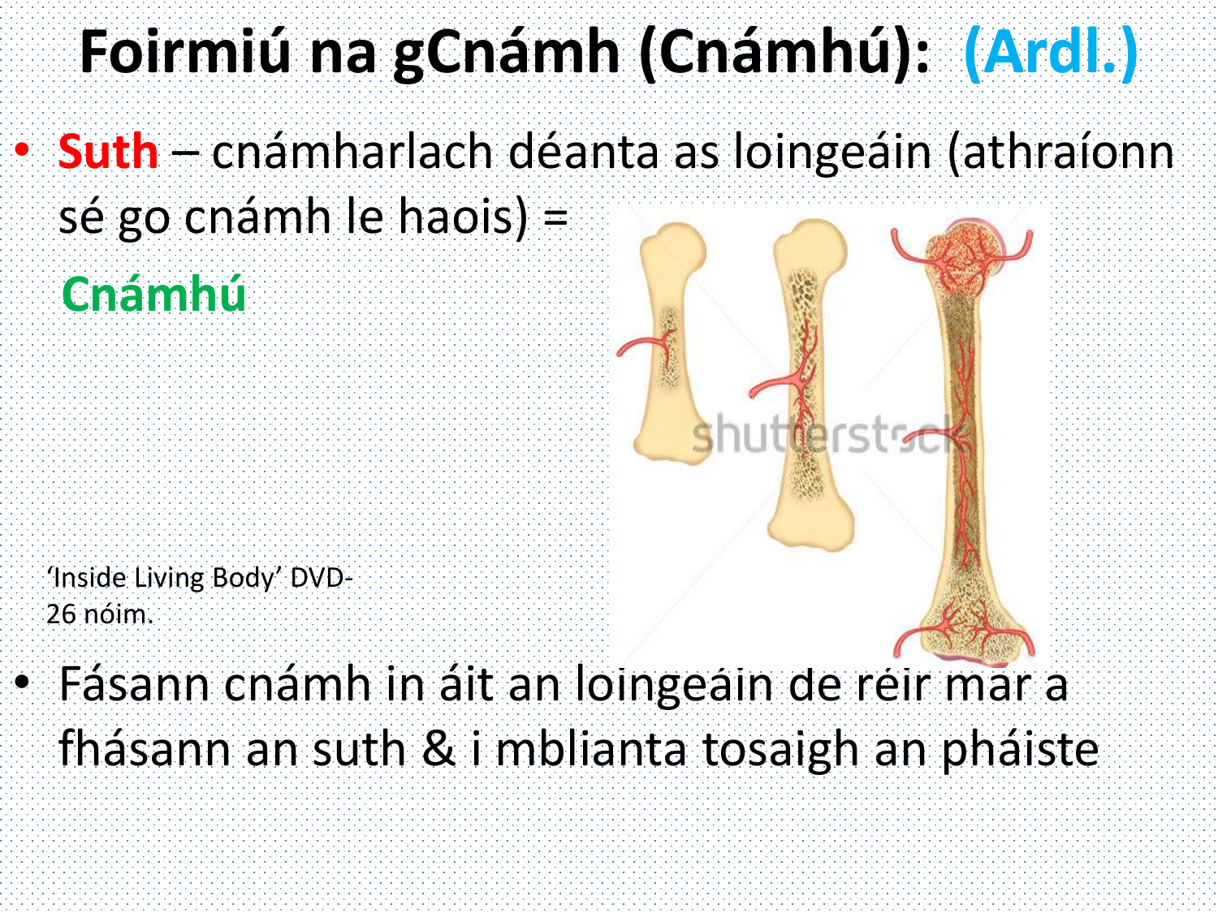# Foirmiú na gCnámh (Cnámhú): (Ardl.)

- **Suth** – cnámharlach déanta as loingeáin (athraíonn sé go cnámh le haois) =

  **Cnámhú**

'Inside Living Body' DVD- 26 nóim.

- Fásann cnámh in áit an loingeáin de réir mar a fhásann an suth & i mblianta tosaigh an pháiste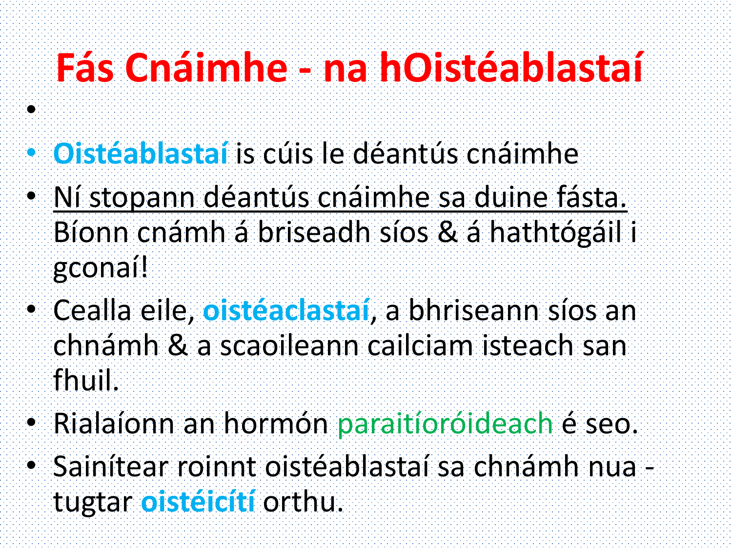# Fás Cnáimhe - na hOistéablastaí

- **Oistéablastaí** is cúis le déantús cnáimhe
- Ní stopann déantús cnáimhe sa duine fásta. Bíonn cnámh á bhriseadh síos & á haththógáil i gconaí!
- Cealla eile, **oistéaclastaí**, a bhriseann síos an chnámh & a scaoileann cailciam isteach san fhuil.
- Rialaíonn an hormón paraitíoróideach é seo.
- Sainítear roinnt oistéablastaí sa chnámh nua - tugtar **oistéicítí** orthu.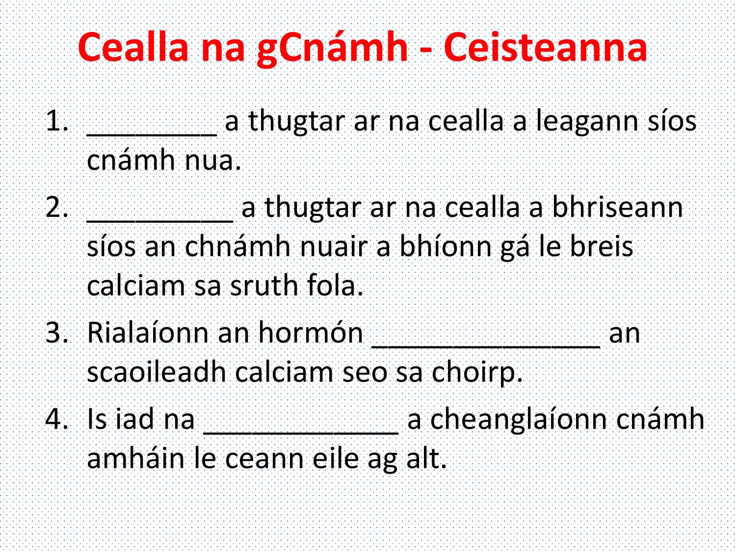# Cealla na gCnámh - Ceisteanna

1. _________ a thugtar ar na cealla a leagann síos cnámh nua.
2. __________ a thugtar ar na cealla a bhriseann síos an chnámh nuair a bhíonn gá le breis calciam sa sruth fola.
3. Rialaíonn an hormón ________________ an scaoileadh calciam seo sa choirp.
4. Is iad na ______________ a cheanglaíonn cnámh amháin le ceann eile ag alt.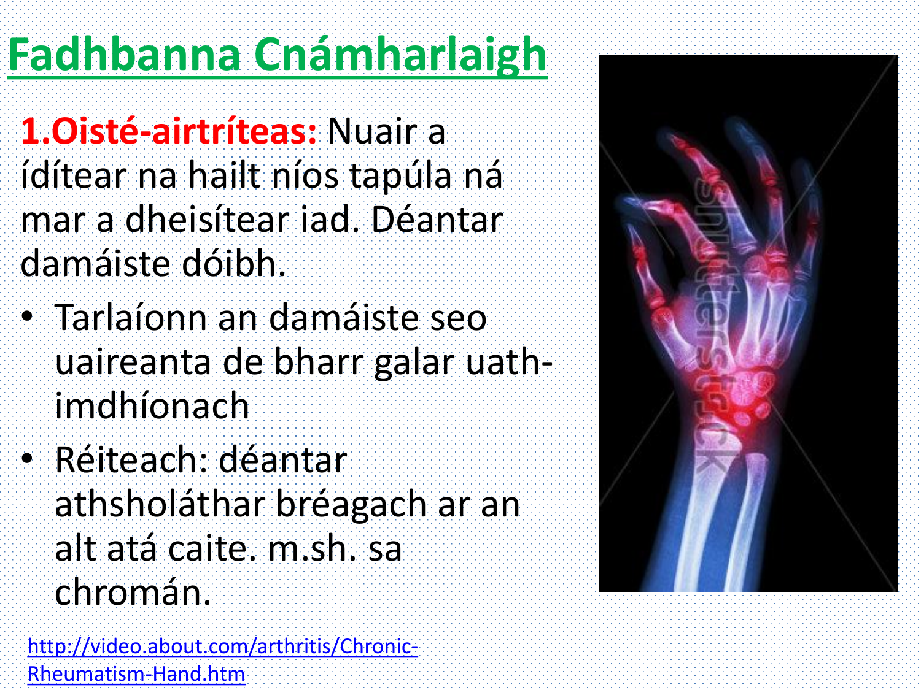# Fadhbanna Cnámharlaigh

**1.Oisté-airtríteas:** Nuair a ídítear na hailt níos tapúla ná mar a dheisítear iad. Déantar damáiste dóibh.

- Tarlaíonn an damáiste seo uaireanta de bharr galar uath-imdhíonach
- Réiteach: déantar athsholáthar bréagach ar an alt atá caite. m.sh. sa chromán.

[http://video.about.com/arthritis/Chronic-Rheumatism-Hand.htm](http://video.about.com/arthritis/Chronic-Rheumatism-Hand.htm)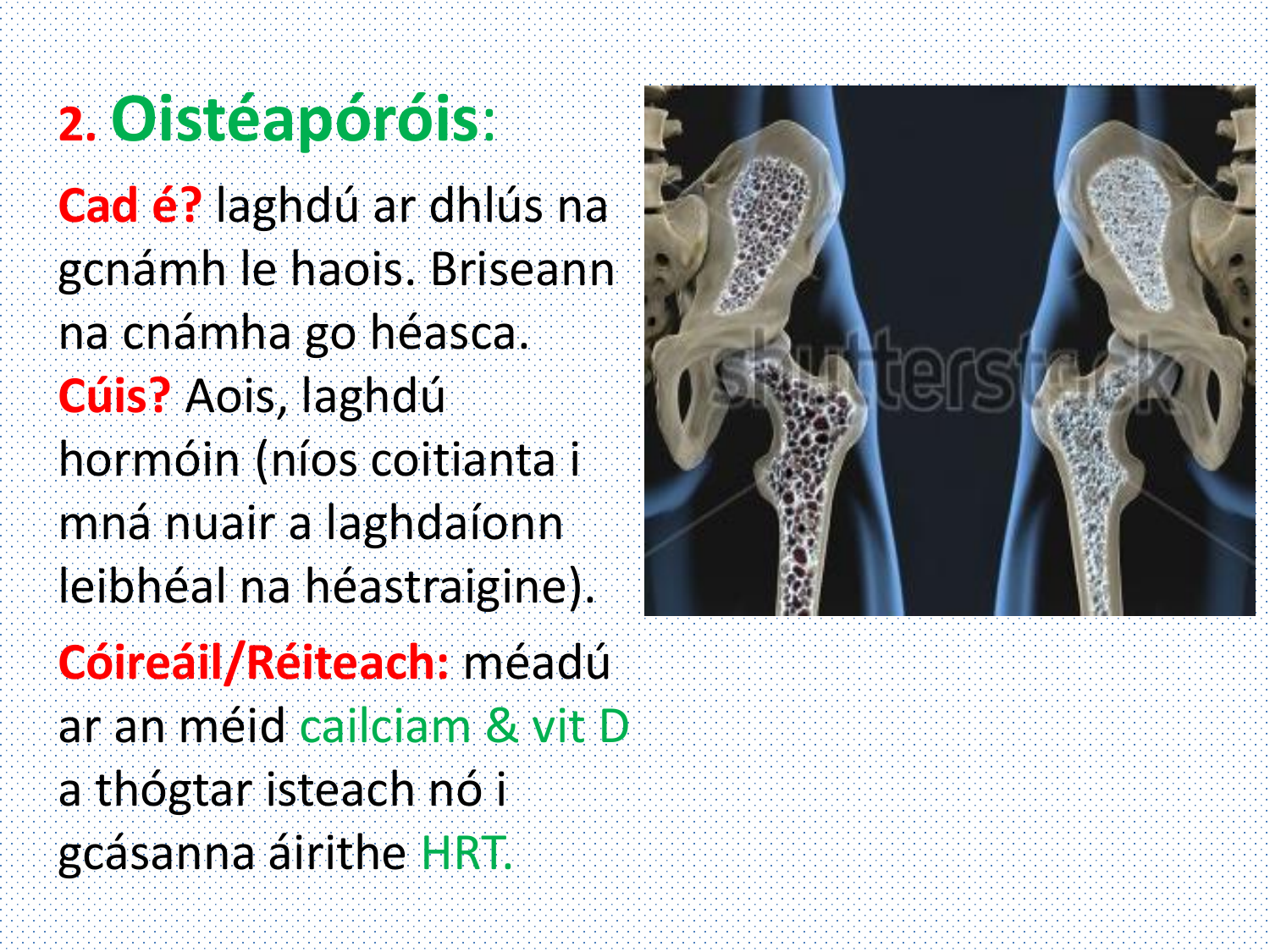## 2. Oistéapóróis:

**Cad é?** laghdú ar dhlús na gcnámh le haois. Briseann na cnámha go héasca.

**Cúis?** Aois, laghdú hormóin (níos coitianta i mná nuair a laghdaíonn leibhéal na héastraigine).

**Cóireáil/Réiteach:** méadú ar an méid cailciam & vit D a thógtar isteach nó i gcásanna áirithe HRT.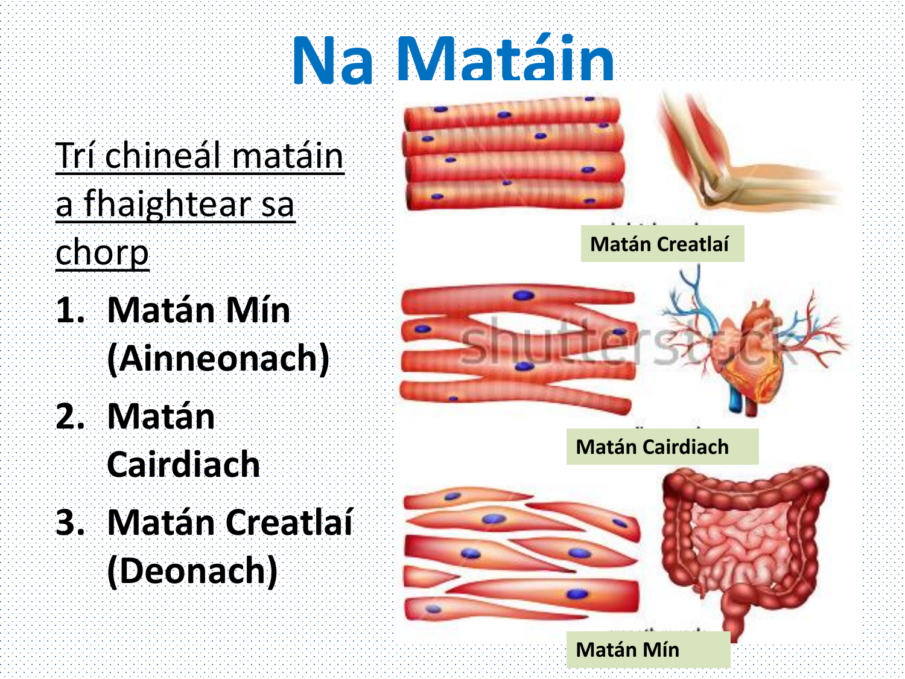# Na Matáin

<u>Trí chineál matáin a fhaightear sa chorp</u>

1. **Matán Mín (Ainneonach)**
2. **Matán Cairdiach**
3. **Matán Creatlaí (Deonach)**

**Matán Creatlaí**

**Matán Cairdiach**

**Matán Mín**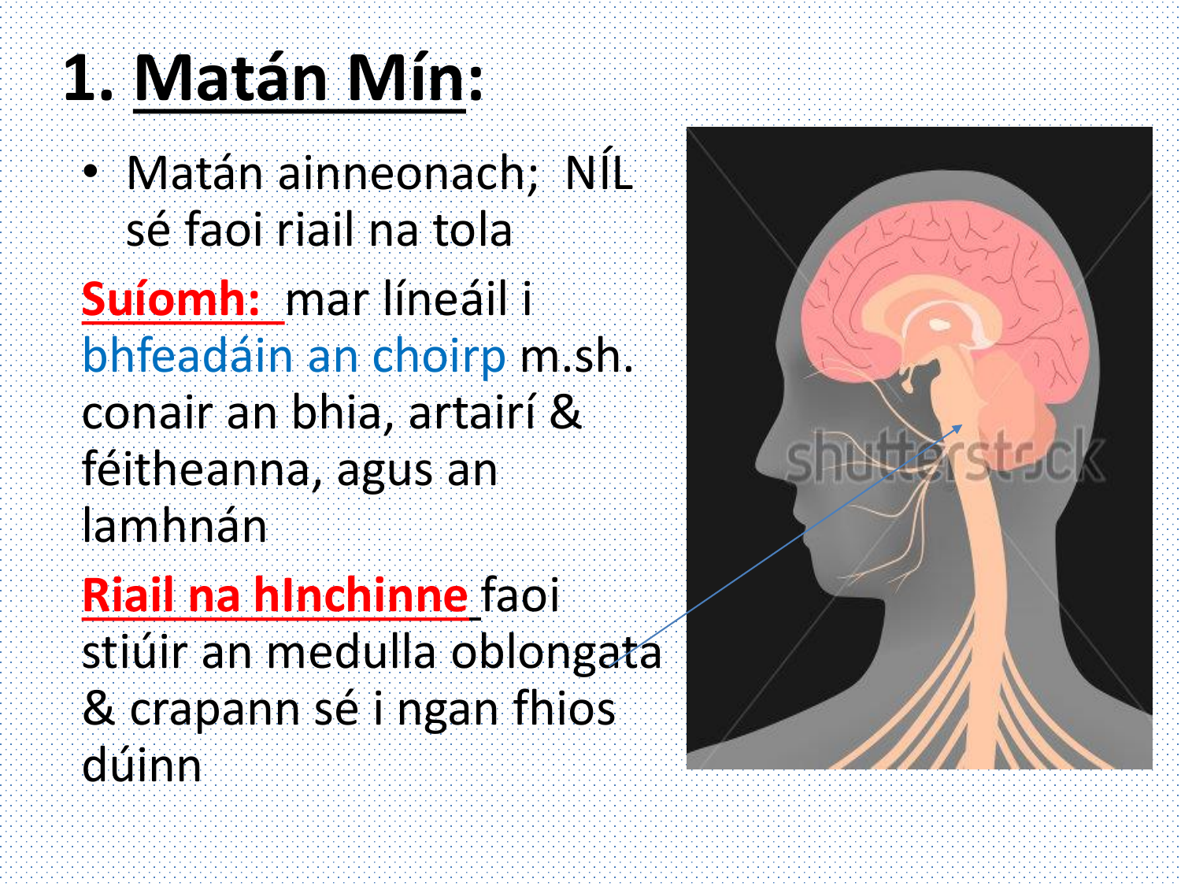# 1. Matán Mín:

- Matán ainneonach; NÍL sé faoi riail na tola

**Suíomh:** mar líneáil i bhfeadáin an choirp m.sh. conair an bhia, artairí & féitheanna, agus an lamhnán

**Riail na hInchinne** faoi stiúir an medulla oblongata & crapann sé i ngan fhios dúinn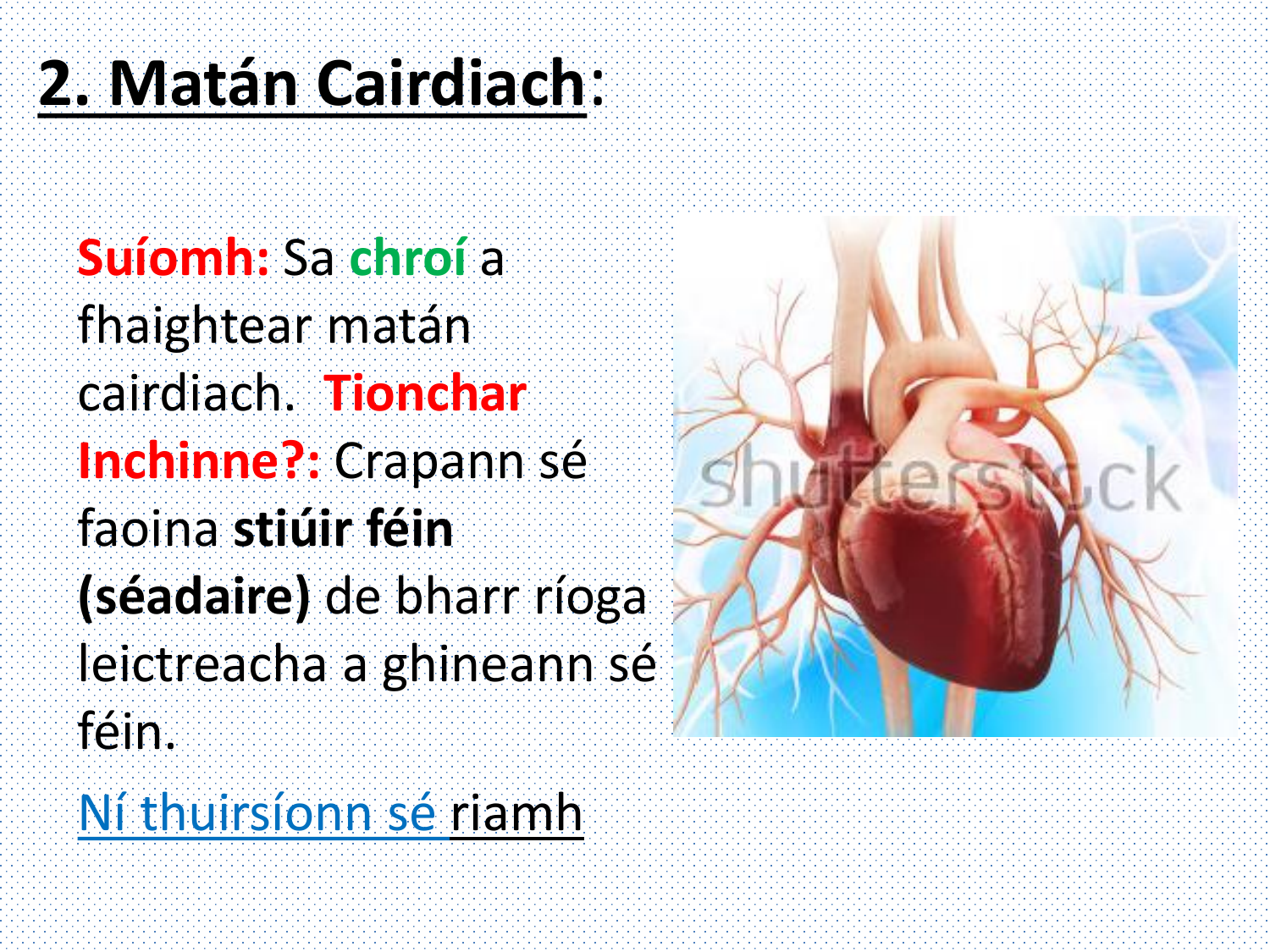# 2. Matán Cairdiach:

**Suíomh:** Sa **chroí** a fhaightear matán cairdiach. **Tionchar Inchinne?:** Crapann sé faoina **stiúir féin (séadaire)** de bharr ríoga leictreacha a ghineann sé féin.

Ní thuirsíonn sé riamh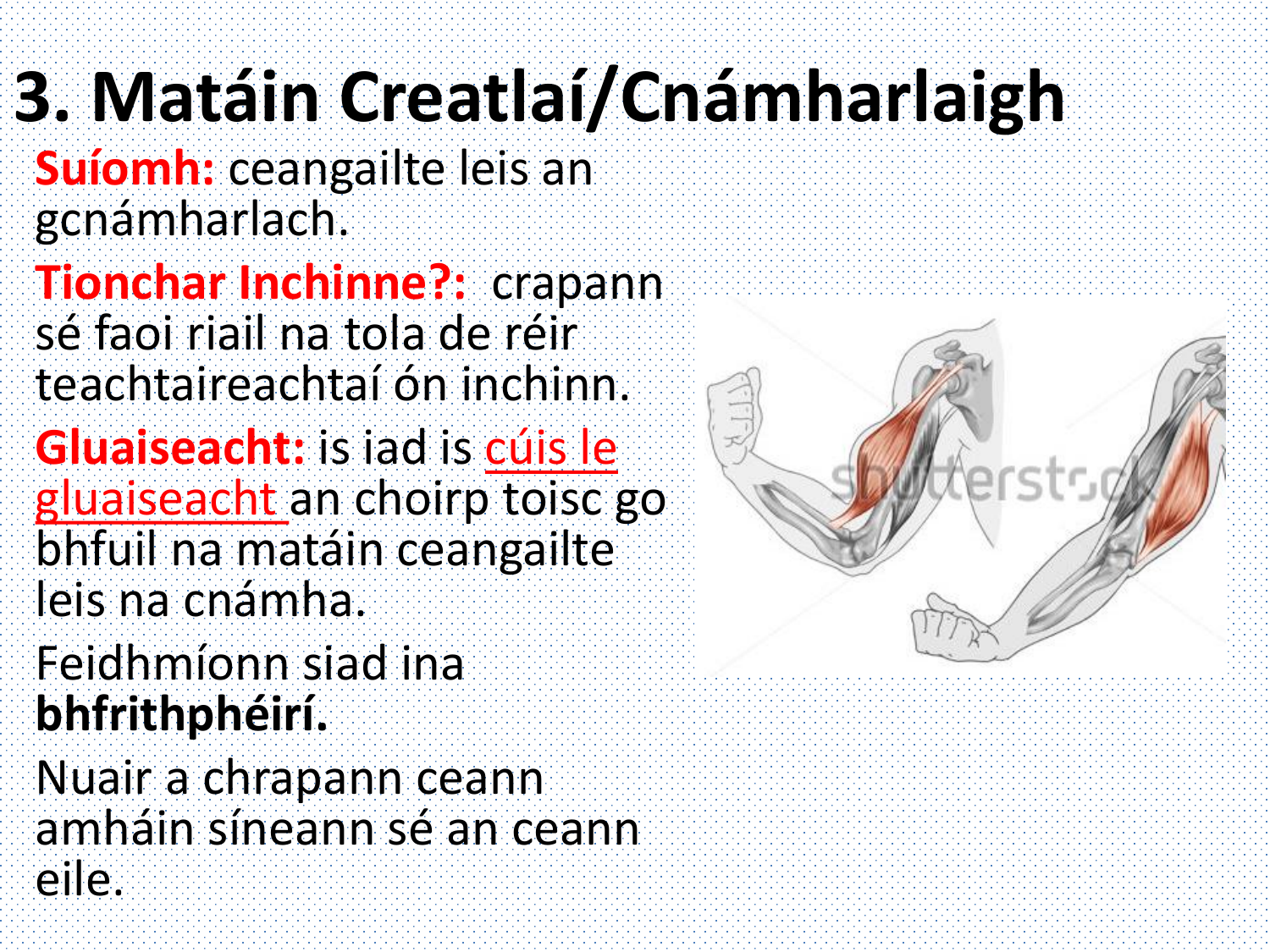# 3. Matáin Creatlaí/Cnámharlaigh

**Suíomh:** ceangailte leis an gcnámharlach.

**Tionchar Inchinne?:** crapann sé faoi riail na tola de réir teachtaireachtaí ón inchinn.

**Gluaiseacht:** is iad is cúis le gluaiseacht an choirp toisc go bhfuil na matáin ceangailte leis na cnámha.

Feidhmíonn siad ina **bhfrithphéirí.**

Nuair a chrapann ceann amháin síneann sé an ceann eile.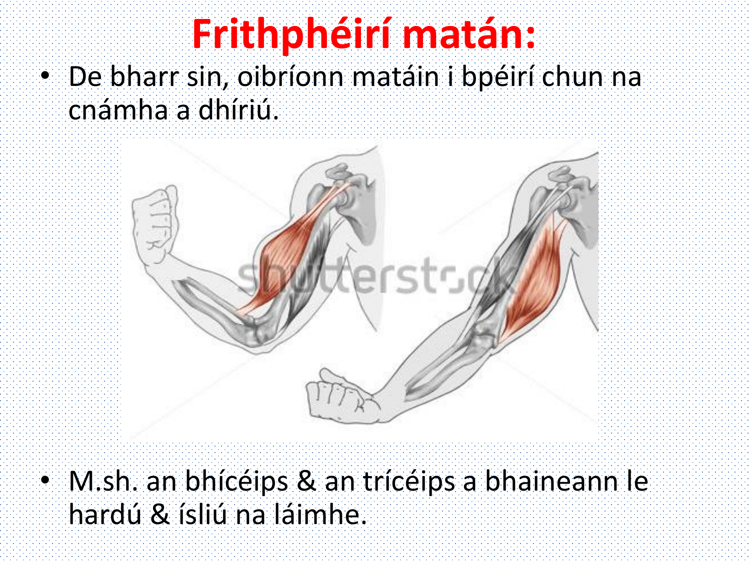# Frithphéirí matán:

- De bharr sin, oibríonn matáin i bpéirí chun na cnámha a dhíriú.

- M.sh. an bhícéips & an trícéips a bhaineann le hardú & ísliú na láimhe.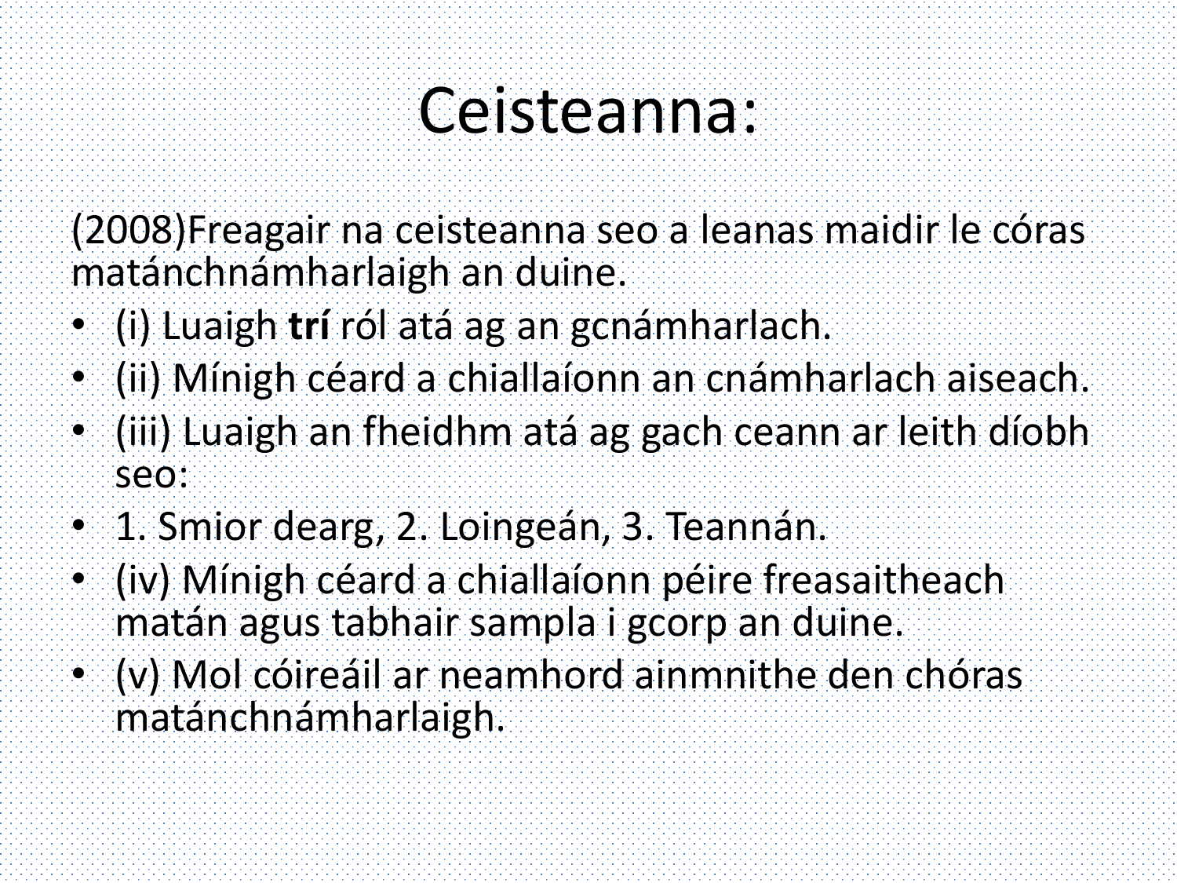# Ceisteanna:

(2008)Freagair na ceisteanna seo a leanas maidir le córas matánchnámharlaigh an duine.

- (i) Luaigh **trí** ról atá ag an gcnámharlach.
- (ii) Mínigh céard a chiallaíonn an cnámharlach aiseach.
- (iii) Luaigh an fheidhm atá ag gach ceann ar leith díobh seo:
- 1. Smior dearg, 2. Loingeán, 3. Teannán.
- (iv) Mínigh céard a chiallaíonn péire freasaitheach matán agus tabhair sampla i gcorp an duine.
- (v) Mol cóireáil ar neamhord ainmnithe den chóras matánchnámharlaigh.